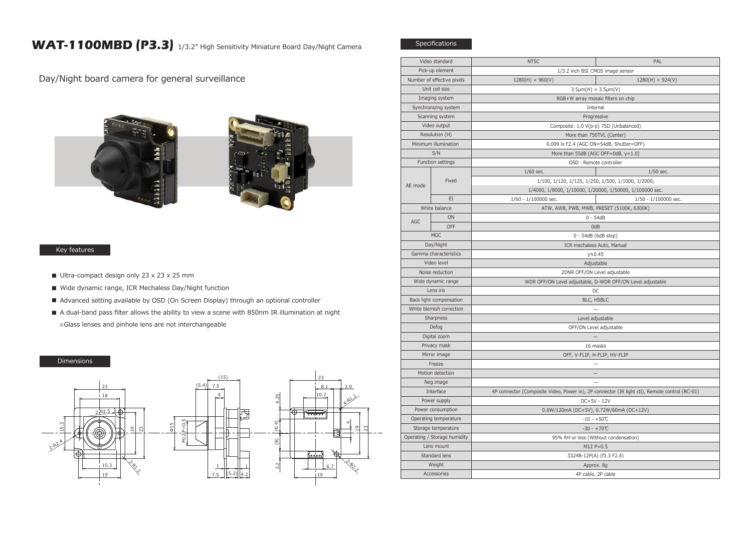# WAT-1100MBD (P3.3) 1/3.2" High Sensitivity Miniature Board Day/Night Camera

Day/Night board camera for general surveillance

## Key features

- Ultra-compact design only 23 x 23 x 25 mm
- Wide dynamic range, ICR Mechaless Day/Night function
- Advanced setting available by OSD (On Screen Display) through an optional controller
- A dual-band pass filter allows the ability to view a scene with 850nm IR illumination at night
  ※Glass lenses and pinhole lens are not interchangeable

## Dimensions

## Specifications

| Video standard | | NTSC | PAL |
|---|---|---|---|
| Pick-up element | | 1/3.2 inch BSI CMOS image sensor | |
| Number of effective pixels | | 1280(H) × 960(V) | 1280(H) × 924(V) |
| Unit cell size | | 3.5μm(H) × 3.5μm(V) | |
| Imaging system | | RGB+W array mosaic filters on chip | |
| Synchronizing system | | Internal | |
| Scanning system | | Progressive | |
| Video output | | Composite: 1.0 V(p-p) 75Ω (Unbalanced) | |
| Resolution (H) | | More than 750TVL (Center) | |
| Minimum illumination | | 0.009 lx F2.4 (AGC ON=54dB, Shutter=OFF) | |
| S/N | | More than 55dB (AGC OFF=0dB, γ=1.0) | |
| Function settings | | OSD : Remote controller | |
| AE mode | Fixed | 1/60 sec. | 1/50 sec. |
| | | 1/100, 1/120, 1/125, 1/250, 1/500, 1/1000, 1/2000, 1/4000, 1/8000, 1/10000, 1/20000, 1/50000, 1/100000 sec. | |
| | EI | 1/60 - 1/100000 sec. | 1/50 - 1/100000 sec. |
| White balance | | ATW, AWB, PWB, MWB, PRESET (5100K, 6300K) | |
| AGC | ON | 0 - 54dB | |
| | OFF | 0dB | |
| MGC | | 0 - 54dB (6dB step) | |
| Day/Night | | ICR mechaless Auto, Manual | |
| Gamma characteristics | | γ≒0.45 | |
| Video level | | Adjustable | |
| Noise reduction | | 2DNR OFF/ON Level adjustable | |
| Wide dynamic range | | WDR OFF/ON Level adjustable, D-WDR OFF/ON Level adjustable | |
| Lens iris | | DC | |
| Back light compensation | | BLC, HSBLC | |
| White blemish correction | | — | |
| Sharpness | | Level adjustable | |
| Defog | | OFF/ON Level adjustable | |
| Digital zoom | | — | |
| Privacy mask | | 16 masks | |
| Mirror image | | OFF, V-FLIP, H-FLIP, HV-FLIP | |
| Freeze | | — | |
| Motion detection | | — | |
| Neg.image | | — | |
| Interface | | 4P connector (Composite Video, Power in), 2P connector (IR light ctl), Remote control (RC-01) | |
| Power supply | | DC+5V - 12V | |
| Power consumption | | 0.6W/120mA (DC+5V), 0.72W/60mA (DC+12V) | |
| Operating temperature | | -10 - +50℃ | |
| Storage temperature | | -30 - +70℃ | |
| Operating / Storage humidity | | 95% RH or less (Without condensation) | |
| Lens mount | | M12 P=0.5 | |
| Standard lens | | 3324B-12P(A) (f3.3 F2.4) | |
| Weight | | Approx. 8g | |
| Accessories | | 4P cable, 2P cable | |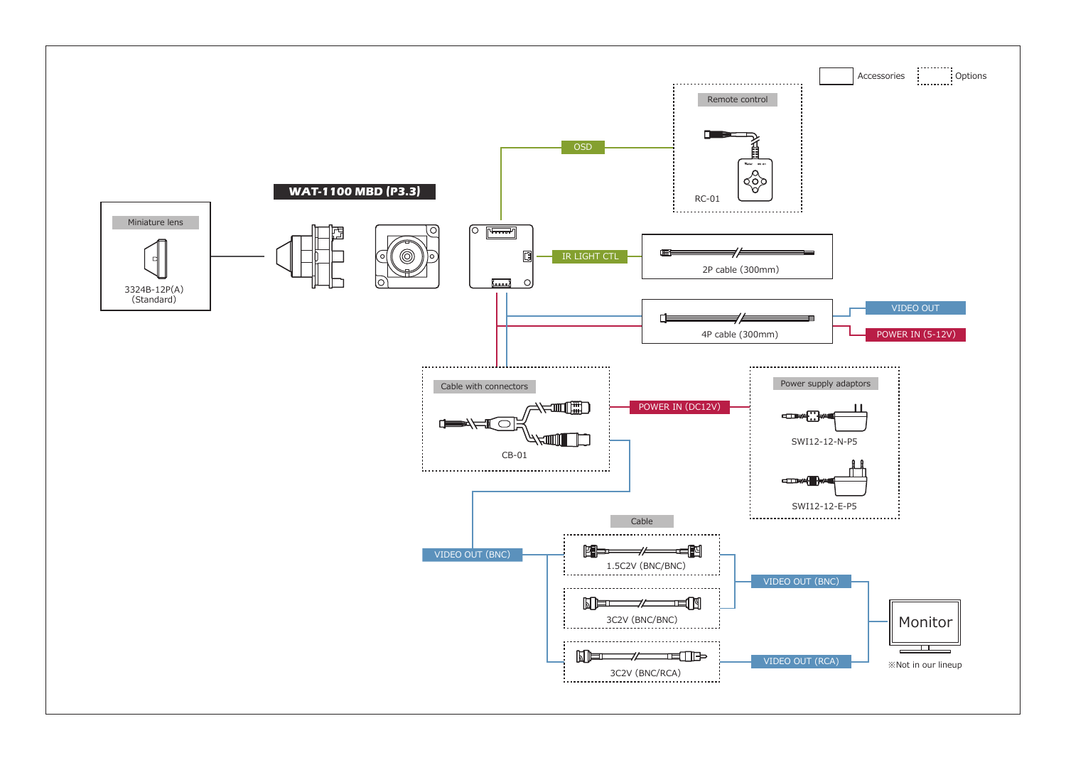Accessories

Options

Remote control

OSD

RC-01

WAT-1100 MBD (P3.3)

Miniature lens

3324B-12P(A)
(Standard)

IR LIGHT CTL

2P cable (300mm)

4P cable (300mm)

VIDEO OUT

POWER IN (5-12V)

Cable with connectors

CB-01

POWER IN (DC12V)

Power supply adaptors

SWI12-12-N-P5

SWI12-12-E-P5

Cable

VIDEO OUT (BNC)

1.5C2V (BNC/BNC)

3C2V (BNC/BNC)

3C2V (BNC/RCA)

VIDEO OUT (BNC)

VIDEO OUT (RCA)

Monitor

※Not in our lineup